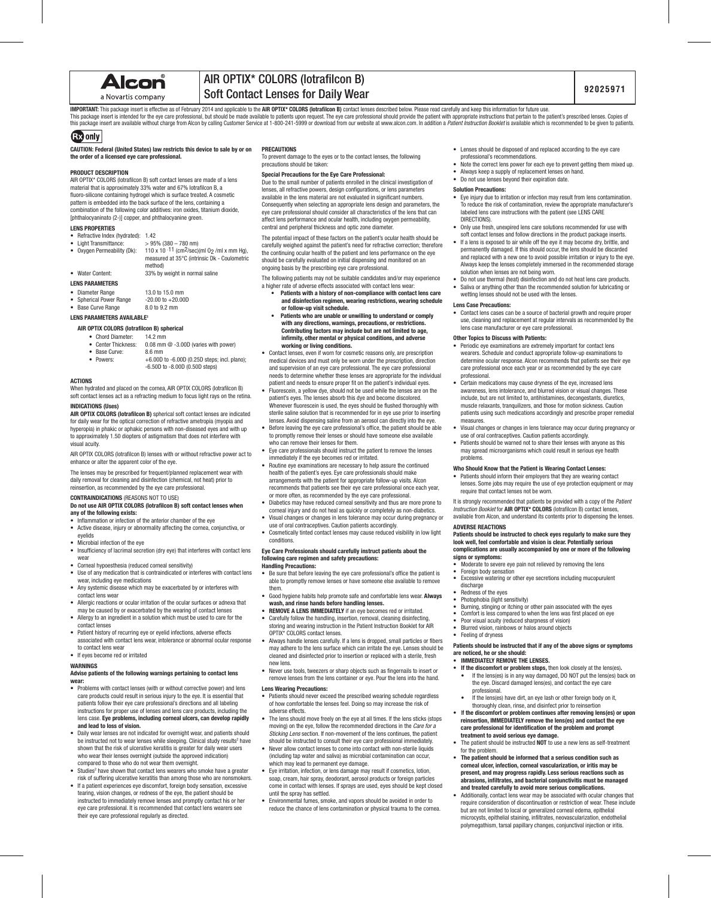Alcon®
a Novartis company

# AIR OPTIX* COLORS (lotrafilcon B) Soft Contact Lenses for Daily Wear

92025971

**IMPORTANT:** This package insert is effective as of February 2014 and applicable to the **AIR OPTIX* COLORS (lotrafilcon B)** contact lenses described below. Please read carefully and keep this information for future use.
This package insert is intended for the eye care professional, but should be made available to patients upon request. The eye care professional should provide the patient with appropriate instructions that pertain to the patient's prescribed lenses. Copies of this package insert are available without charge from Alcon by calling Customer Service at 1-800-241-5999 or download from our website at www.alcon.com. In addition a *Patient Instruction Booklet* is available which is recommended to be given to patients.

Rx only

**CAUTION: Federal (United States) law restricts this device to sale by or on the order of a licensed eye care professional.**

### PRODUCT DESCRIPTION

AIR OPTIX* COLORS (lotrafilcon B) soft contact lenses are made of a lens material that is approximately 33% water and 67% lotrafilcon B, a fluoro-silicone containing hydrogel which is surface treated. A cosmetic pattern is embedded into the back surface of the lens, containing a combination of the following color additives: iron oxides, titanium dioxide, [phthalocyaninato (2-)] copper, and phthalocyanine green.

### LENS PROPERTIES

- Refractive Index (hydrated): 1.42
- Light Transmittance: > 95% (380 – 780 nm)
- Oxygen Permeability (Dk): $110 \times 10^{-11}$ (cm$^2$/sec)(ml $O_2$ /ml x mm Hg), measured at 35°C (intrinsic Dk - Coulometric method)
- Water Content: 33% by weight in normal saline

### LENS PARAMETERS

- Diameter Range 13.0 to 15.0 mm
- Spherical Power Range -20.00 to +20.00D
- Base Curve Range 8.0 to 9.2 mm

### LENS PARAMETERS AVAILABLE[1]

**AIR OPTIX COLORS (lotrafilcon B) spherical**

- Chord Diameter: 14.2 mm
- Center Thickness: 0.08 mm @ -3.00D (varies with power)
- Base Curve: 8.6 mm
- Powers: +6.00D to -6.00D (0.25D steps; incl. plano); -6.50D to -8.00D (0.50D steps)

### ACTIONS

When hydrated and placed on the cornea, AIR OPTIX COLORS (lotrafilcon B) soft contact lenses act as a refracting medium to focus light rays on the retina.

### INDICATIONS (Uses)

**AIR OPTIX COLORS (lotrafilcon B)** spherical soft contact lenses are indicated for daily wear for the optical correction of refractive ametropia (myopia and hyperopia) in phakic or aphakic persons with non-diseased eyes and with up to approximately 1.50 diopters of astigmatism that does not interfere with visual acuity.

AIR OPTIX COLORS (lotrafilcon B) lenses with or without refractive power act to enhance or alter the apparent color of the eye.

The lenses may be prescribed for frequent/planned replacement wear with daily removal for cleaning and disinfection (chemical, not heat) prior to reinsertion, as recommended by the eye care professional.

### CONTRAINDICATIONS (REASONS NOT TO USE)

**Do not use AIR OPTIX COLORS (lotrafilcon B) soft contact lenses when any of the following exists:**

- Inflammation or infection of the anterior chamber of the eye
- Active disease, injury or abnormality affecting the cornea, conjunctiva, or eyelids
- Microbial infection of the eye
- Insufficiency of lacrimal secretion (dry eye) that interferes with contact lens wear
- Corneal hypoesthesia (reduced corneal sensitivity)
- Use of any medication that is contraindicated or interferes with contact lens wear, including eye medications
- Any systemic disease which may be exacerbated by or interferes with contact lens wear
- Allergic reactions or ocular irritation of the ocular surfaces or adnexa that may be caused by or exacerbated by the wearing of contact lenses
- Allergy to an ingredient in a solution which must be used to care for the contact lenses
- Patient history of recurring eye or eyelid infections, adverse effects associated with contact lens wear, intolerance or abnormal ocular response to contact lens wear
- If eyes become red or irritated

### WARNINGS

**Advise patients of the following warnings pertaining to contact lens wear:**

- Problems with contact lenses (with or without corrective power) and lens care products could result in serious injury to the eye. It is essential that patients follow their eye care professional's directions and all labeling instructions for proper use of lenses and lens care products, including the lens case. **Eye problems, including corneal ulcers, can develop rapidly and lead to loss of vision.**
- Daily wear lenses are not indicated for overnight wear, and patients should be instructed not to wear lenses while sleeping. Clinical study results[2] have shown that the risk of ulcerative keratitis is greater for daily wear users who wear their lenses overnight (outside the approved indication) compared to those who do not wear them overnight.
- Studies[2] have shown that contact lens wearers who smoke have a greater risk of suffering ulcerative keratitis than among those who are nonsmokers.
- If a patient experiences eye discomfort, foreign body sensation, excessive tearing, vision changes, or redness of the eye, the patient should be instructed to immediately remove lenses and promptly contact his or her eye care professional. It is recommended that contact lens wearers see their eye care professional regularly as directed.

### PRECAUTIONS

To prevent damage to the eyes or to the contact lenses, the following precautions should be taken:

**Special Precautions for the Eye Care Professional:**

Due to the small number of patients enrolled in the clinical investigation of lenses, all refractive powers, design configurations, or lens parameters available in the lens material are not evaluated in significant numbers. Consequently when selecting an appropriate lens design and parameters, the eye care professional should consider all characteristics of the lens that can affect lens performance and ocular health, including oxygen permeability, central and peripheral thickness and optic zone diameter.

The potential impact of these factors on the patient's ocular health should be carefully weighed against the patient's need for refractive correction; therefore the continuing ocular health of the patient and lens performance on the eye should be carefully evaluated on initial dispensing and monitored on an ongoing basis by the prescribing eye care professional.

The following patients may not be suitable candidates and/or may experience a higher rate of adverse effects associated with contact lens wear:

- **Patients with a history of non-compliance with contact lens care and disinfection regimen, wearing restrictions, wearing schedule or follow-up visit schedule.**
- **Patients who are unable or unwilling to understand or comply with any directions, warnings, precautions, or restrictions. Contributing factors may include but are not limited to age, infirmity, other mental or physical conditions, and adverse working or living conditions.**

- Contact lenses, even if worn for cosmetic reasons only, are prescription medical devices and must only be worn under the prescription, direction and supervision of an eye care professional. The eye care professional needs to determine whether these lenses are appropriate for the individual patient and needs to ensure proper fit on the patient's individual eyes.
- Fluorescein, a yellow dye, should not be used while the lenses are on the patient's eyes. The lenses absorb this dye and become discolored. Whenever fluorescein is used, the eyes should be flushed thoroughly with sterile saline solution that is recommended for in eye use prior to inserting lenses. Avoid dispensing saline from an aerosol can directly into the eye.
- Before leaving the eye care professional's office, the patient should be able to promptly remove their lenses or should have someone else available who can remove their lenses for them.
- Eye care professionals should instruct the patient to remove the lenses immediately if the eye becomes red or irritated.
- Routine eye examinations are necessary to help assure the continued health of the patient's eyes. Eye care professionals should make arrangements with the patient for appropriate follow-up visits. Alcon recommends that patients see their eye care professional once each year, or more often, as recommended by the eye care professional.
- Diabetics may have reduced corneal sensitivity and thus are more prone to corneal injury and do not heal as quickly or completely as non-diabetics.
- Visual changes or changes in lens tolerance may occur during pregnancy or use of oral contraceptives. Caution patients accordingly.
- Cosmetically tinted contact lenses may cause reduced visibility in low light conditions.

**Eye Care Professionals should carefully instruct patients about the following care regimen and safety precautions:**

**Handling Precautions:**

- Be sure that before leaving the eye care professional's office the patient is able to promptly remove lenses or have someone else available to remove them.
- Good hygiene habits help promote safe and comfortable lens wear. **Always wash, and rinse hands before handling lenses.**
- **REMOVE A LENS IMMEDIATELY** if an eye becomes red or irritated.
- Carefully follow the handling, insertion, removal, cleaning disinfecting, storing and wearing instruction in the Patient Instruction Booklet for AIR OPTIX* COLORS contact lenses.
- Always handle lenses carefully. If a lens is dropped, small particles or fibers may adhere to the lens surface which can irritate the eye. Lenses should be cleaned and disinfected prior to insertion or replaced with a sterile, fresh new lens.
- Never use tools, tweezers or sharp objects such as fingernails to insert or remove lenses from the lens container or eye. Pour the lens into the hand.

**Lens Wearing Precautions:**

- Patients should never exceed the prescribed wearing schedule regardless of how comfortable the lenses feel. Doing so may increase the risk of adverse effects.
- The lens should move freely on the eye at all times. If the lens sticks (stops moving) on the eye, follow the recommended directions in the *Care for a Sticking Lens* section. If non-movement of the lens continues, the patient should be instructed to consult their eye care professional immediately.
- Never allow contact lenses to come into contact with non-sterile liquids (including tap water and saliva) as microbial contamination can occur, which may lead to permanent eye damage.
- Eye irritation, infection, or lens damage may result if cosmetics, lotion, soap, cream, hair spray, deodorant, aerosol products or foreign particles come in contact with lenses. If sprays are used, eyes should be kept closed until the spray has settled.
- Environmental fumes, smoke, and vapors should be avoided in order to reduce the chance of lens contamination or physical trauma to the cornea.
- Lenses should be disposed of and replaced according to the eye care professional's recommendations.
- Note the correct lens power for each eye to prevent getting them mixed up.
- Always keep a supply of replacement lenses on hand.
- Do not use lenses beyond their expiration date.

**Solution Precautions:**

- Eye injury due to irritation or infection may result from lens contamination. To reduce the risk of contamination, review the appropriate manufacturer's labeled lens care instructions with the patient (see LENS CARE DIRECTIONS).
- Only use fresh, unexpired lens care solutions recommended for use with soft contact lenses and follow directions in the product package inserts.
- If a lens is exposed to air while off the eye it may become dry, brittle, and permanently damaged. If this should occur, the lens should be discarded and replaced with a new one to avoid possible irritation or injury to the eye. Always keep the lenses completely immersed in the recommended storage solution when lenses are not being worn.
- Do not use thermal (heat) disinfection and do not heat lens care products.
- Saliva or anything other than the recommended solution for lubricating or wetting lenses should not be used with the lenses.

**Lens Case Precautions:**

- Contact lens cases can be a source of bacterial growth and require proper use, cleaning and replacement at regular intervals as recommended by the lens case manufacturer or eye care professional.

**Other Topics to Discuss with Patients:**

- Periodic eye examinations are extremely important for contact lens wearers. Schedule and conduct appropriate follow-up examinations to determine ocular response. Alcon recommends that patients see their eye care professional once each year or as recommended by the eye care professional.
- Certain medications may cause dryness of the eye, increased lens awareness, lens intolerance, and blurred vision or visual changes. These include, but are not limited to, antihistamines, decongestants, diuretics, muscle relaxants, tranquilizers, and those for motion sickness. Caution patients using such medications accordingly and prescribe proper remedial measures.
- Visual changes or changes in lens tolerance may occur during pregnancy or use of oral contraceptives. Caution patients accordingly.
- Patients should be warned not to share their lenses with anyone as this may spread microorganisms which could result in serious eye health problems.

**Who Should Know that the Patient is Wearing Contact Lenses:**

- Patients should inform their employers that they are wearing contact lenses. Some jobs may require the use of eye protection equipment or may require that contact lenses not be worn.

It is strongly recommended that patients be provided with a copy of the *Patient Instruction Booklet* for **AIR OPTIX* COLORS** (lotrafilcon B) contact lenses, available from Alcon, and understand its contents prior to dispensing the lenses.

### ADVERSE REACTIONS

**Patients should be instructed to check eyes regularly to make sure they look well, feel comfortable and vision is clear. Potentially serious complications are usually accompanied by one or more of the following signs or symptoms:**

- Moderate to severe eye pain not relieved by removing the lens
- Foreign body sensation
- Excessive watering or other eye secretions including mucopurulent discharge
- Redness of the eyes
- Photophobia (light sensitivity)
- Burning, stinging or itching or other pain associated with the eyes
- Comfort is less compared to when the lens was first placed on eye
- Poor visual acuity (reduced sharpness of vision)
- Blurred vision, rainbows or halos around objects
- Feeling of dryness

**Patients should be instructed that if any of the above signs or symptoms are noticed, he or she should:**

- **IMMEDIATELY REMOVE THE LENSES.**
- **If the discomfort or problem stops,** then look closely at the lens(es).
  - If the lens(es) is in any way damaged, DO NOT put the lens(es) back on the eye. Discard damaged lens(es), and contact the eye care professional.
  - If the lens(es) have dirt, an eye lash or other foreign body on it, thoroughly clean, rinse, and disinfect prior to reinsertion
- I**f the discomfort or problem continues after removing lens(es) or upon reinsertion, IMMEDIATELY remove the lens(es) and contact the eye care professional for identification of the problem and prompt treatment to avoid serious eye damage.**
- The patient should be instructed **NOT** to use a new lens as self-treatment for the problem.
- **The patient should be informed that a serious condition such as corneal ulcer, infection, corneal vascularization, or iritis may be present, and may progress rapidly. Less serious reactions such as abrasions, infiltrates, and bacterial conjunctivitis must be managed and treated carefully to avoid more serious complications.**
- Additionally, contact lens wear may be associated with ocular changes that require consideration of discontinuation or restriction of wear. These include but are not limited to local or generalized corneal edema, epithelial microcysts, epithelial staining, infiltrates, neovascularization, endothelial polymegathism, tarsal papillary changes, conjunctival injection or iritis.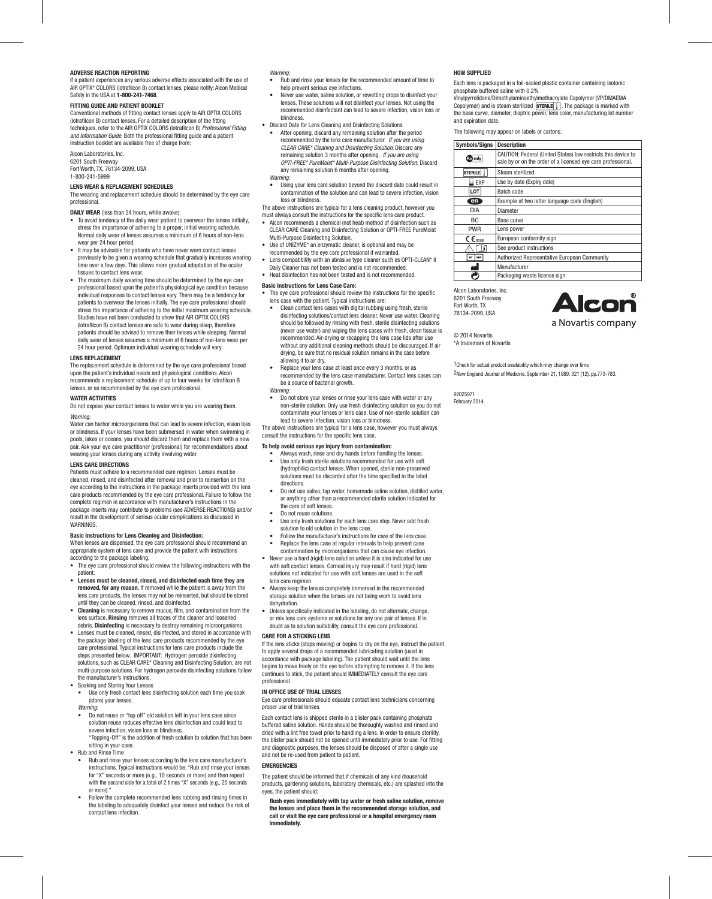#### ADVERSE REACTION REPORTING

If a patient experiences any serious adverse effects associated with the use of AIR OPTIX* COLORS (lotrafilcon B) contact lenses, please notify: Alcon Medical Safety in the USA at **1-800-241-7468**.

#### FITTING GUIDE AND PATIENT BOOKLET

Conventional methods of fitting contact lenses apply to AIR OPTIX COLORS (lotrafilcon B) contact lenses. For a detailed description of the fitting techniques, refer to the AIR OPTIX COLORS (lotrafilcon B) *Professional Fitting and Information Guide*. Both the professional fitting guide and a patient instruction booklet are available free of charge from:

Alcon Laboratories, Inc.
6201 South Freeway
Fort Worth, TX, 76134-2099, USA
1-800-241-5999

#### LENS WEAR & REPLACEMENT SCHEDULES

The wearing and replacement schedule should be determined by the eye care professional.

**DAILY WEAR** (less than 24 hours, while awake):

- To avoid tendency of the daily wear patient to overwear the lenses initially, stress the importance of adhering to a proper, initial wearing schedule. Normal daily wear of lenses assumes a minimum of 6 hours of non-lens wear per 24 hour period.
- It may be advisable for patients who have never worn contact lenses previously to be given a wearing schedule that gradually increases wearing time over a few days. This allows more gradual adaptation of the ocular tissues to contact lens wear.
- The maximum daily wearing time should be determined by the eye care professional based upon the patient's physiological eye condition because individual responses to contact lenses vary. There may be a tendency for patients to overwear the lenses initially. The eye care professional should stress the importance of adhering to the initial maximum wearing schedule. Studies have not been conducted to show that AIR OPTIX COLORS (lotrafilcon B) contact lenses are safe to wear during sleep, therefore patients should be advised to remove their lenses while sleeping. Normal daily wear of lenses assumes a minimum of 6 hours of non-lens wear per 24 hour period. Optimum individual wearing schedule will vary.

#### LENS REPLACEMENT

The replacement schedule is determined by the eye care professional based upon the patient's individual needs and physiological conditions. Alcon recommends a replacement schedule of up to four weeks for lotrafilcon B lenses, or as recommended by the eye care professional.

#### WATER ACTIVITIES

Do not expose your contact lenses to water while you are wearing them.

*Warning:*

Water can harbor microorganisms that can lead to severe infection, vision loss or blindness. If your lenses have been submersed in water when swimming in pools, lakes or oceans, you should discard them and replace them with a new pair. Ask your eye care practitioner (professional) for recommendations about wearing your lenses during any activity involving water.

#### LENS CARE DIRECTIONS

Patients must adhere to a recommended care regimen. Lenses must be cleaned, rinsed, and disinfected after removal and prior to reinsertion on the eye according to the instructions in the package inserts provided with the lens care products recommended by the eye care professional. Failure to follow the complete regimen in accordance with manufacturer's instructions in the package inserts may contribute to problems (see ADVERSE REACTIONS) and/or result in the development of serious ocular complications as discussed in WARNINGS.

**Basic Instructions for Lens Cleaning and Disinfection:**

When lenses are dispensed, the eye care professional should recommend an appropriate system of lens care and provide the patient with instructions according to the package labeling.

- The eye care professional should review the following instructions with the patient:
- **Lenses must be cleaned, rinsed, and disinfected each time they are removed, for any reason.** If removed while the patient is away from the lens care products, the lenses may not be reinserted, but should be stored until they can be cleaned, rinsed, and disinfected.
- **Cleaning** is necessary to remove mucus, film, and contamination from the lens surface. **Rinsing** removes all traces of the cleaner and loosened debris. **Disinfecting** is necessary to destroy remaining microorganisms.
- Lenses must be cleaned, rinsed, disinfected, and stored in accordance with the package labeling of the lens care products recommended by the eye care professional. Typical instructions for lens care products include the steps presented below. IMPORTANT: Hydrogen peroxide disinfecting solutions, such as CLEAR CARE* Cleaning and Disinfecting Solution, are not multi-purpose solutions. For hydrogen peroxide disinfecting solutions follow the manufacturer's instructions.
- Soaking and Storing Your Lenses
  - Use only fresh contact lens disinfecting solution each time you soak (store) your lenses.

  *Warning*:
  - Do not reuse or "top off" old solution left in your lens case since solution reuse reduces effective lens disinfection and could lead to severe infection, vision loss or blindness.
    "Topping-Off" is the addition of fresh solution to solution that has been sitting in your case.
- Rub and Rinse Time
  - Rub and rinse your lenses according to the lens care manufacturer's instructions. Typical instructions would be: "Rub and rinse your lenses for "X" seconds or more (e.g., 10 seconds or more) and then repeat with the second side for a total of 2 times "X" seconds (e.g., 20 seconds or more)."
  - Follow the complete recommended lens rubbing and rinsing times in the labeling to adequately disinfect your lenses and reduce the risk of contact lens infection.

  *Warning:*
  - Rub and rinse your lenses for the recommended amount of time to help prevent serious eye infections.
  - Never use water, saline solution, or rewetting drops to disinfect your lenses. These solutions will not disinfect your lenses. Not using the recommended disinfectant can lead to severe infection, vision loss or blindness.
- Discard Date for Lens Cleaning and Disinfecting Solutions
  - After opening, discard any remaining solution after the period recommended by the lens care manufacturer. *If you are using CLEAR CARE* Cleaning and Disinfecting Solution*: Discard any remaining solution 3 months after opening. *If you are using OPTI-FREE* PureMoist* Multi-Purpose Disinfecting Solution*: Discard any remaining solution 6 months after opening.

  *Warning:*
  - Using your lens care solution beyond the discard date could result in contamination of the solution and can lead to severe infection, vision loss or blindness.

The above instructions are typical for a lens cleaning product, however you must always consult the instructions for the specific lens care product.

- Alcon recommends a chemical (not heat) method of disinfection such as CLEAR CARE Cleaning and Disinfecting Solution or OPTI-FREE PureMoist Multi-Purpose Disinfecting Solution.
- Use of UNIZYME* an enzymatic cleaner, is optional and may be recommended by the eye care professional if warranted.
- Lens compatibility with an abrasive type cleaner such as OPTI-CLEAN* II Daily Cleaner has not been tested and is not recommended.
- Heat disinfection has not been tested and is not recommended.

**Basic Instructions for Lens Case Care:**

- The eye care professional should review the instructions for the specific lens case with the patient. Typical instructions are:
  - Clean contact lens cases with digital rubbing using fresh, sterile disinfecting solutions/contact lens cleaner. Never use water. Cleaning should be followed by rinsing with fresh, sterile disinfecting solutions (never use water) and wiping the lens cases with fresh, clean tissue is recommended. Air-drying or recapping the lens case lids after use without any additional cleaning methods should be discouraged. If air drying, be sure that no residual solution remains in the case before allowing it to air dry.
  - Replace your lens case at least once every 3 months, or as recommended by the lens case manufacturer. Contact lens cases can be a source of bacterial growth.

  *Warning:*
  - Do not store your lenses or rinse your lens case with water or any non-sterile solution. Only use fresh disinfecting solution so you do not contaminate your lenses or lens case. Use of non-sterile solution can lead to severe infection, vision loss or blindness.

The above instructions are typical for a lens case, however you must always consult the instructions for the specific lens case.

**To help avoid serious eye injury from contamination:**

- Always wash, rinse and dry hands before handling the lenses.
- Use only fresh sterile solutions recommended for use with soft (hydrophilic) contact lenses. When opened, sterile non-preserved solutions must be discarded after the time specified in the label directions.
- Do not use saliva, tap water, homemade saline solution, distilled water, or anything other than a recommended sterile solution indicated for the care of soft lenses.
- Do not reuse solutions.
- Use only fresh solutions for each lens care step. Never add fresh solution to old solution in the lens case.
- Follow the manufacturer's instructions for care of the lens case.
- Replace the lens case at regular intervals to help prevent case contamination by microorganisms that can cause eye infection.
- Never use a hard (rigid) lens solution unless it is also indicated for use with soft contact lenses. Corneal injury may result if hard (rigid) lens solutions not indicated for use with soft lenses are used in the soft lens care regimen.
- Always keep the lenses completely immersed in the recommended storage solution when the lenses are not being worn to avoid lens dehydration.
- Unless specifically indicated in the labeling, do not alternate, change, or mix lens care systems or solutions for any one pair of lenses. If in doubt as to solution suitability, consult the eye care professional.

#### CARE FOR A STICKING LENS

If the lens sticks (stops moving) or begins to dry on the eye, instruct the patient to apply several drops of a recommended lubricating solution (used in accordance with package labeling). The patient should wait until the lens begins to move freely on the eye before attempting to remove it. If the lens continues to stick, the patient should IMMEDIATELY consult the eye care professional.

#### IN OFFICE USE OF TRIAL LENSES

Eye care professionals should educate contact lens technicians concerning proper use of trial lenses.

Each contact lens is shipped sterile in a blister pack containing phosphate buffered saline solution. Hands should be thoroughly washed and rinsed and dried with a lint free towel prior to handling a lens. In order to ensure sterility, the blister pack should not be opened until immediately prior to use. For fitting and diagnostic purposes, the lenses should be disposed of after a single use and not be re-used from patient to patient.

#### EMERGENCIES

The patient should be informed that if chemicals of any kind (household products, gardening solutions, laboratory chemicals, etc.) are splashed into the eyes, the patient should:

**flush eyes immediately with tap water or fresh saline solution, remove the lenses and place them in the recommended storage solution, and call or visit the eye care professional or a hospital emergency room immediately.**

#### HOW SUPPLIED

Each lens is packaged in a foil-sealed plastic container containing isotonic phosphate buffered saline with 0.2% Vinylpyrrolidone/Dimethylaminoethylmethacrylate Copolymer (VP/DMAEMA Copolymer) and is steam sterilized STERILE. The package is marked with the base curve, diameter, dioptric power, lens color, manufacturing lot number and expiration date.

The following may appear on labels or cartons:

| Symbols/Signs | Description |
|---|---|
| Rx only | CAUTION: Federal (United States) law restricts this device to sale by or on the order of a licensed eye care professional. |
| STERILE | Steam sterilized |
| EXP | Use by date (Expiry date) |
| LOT | Batch code |
| en | Example of two letter language code (English) |
| DIA | Diameter |
| BC | Base curve |
| PWR | Lens power |
| CE 0086 | European conformity sign |
| ⚠ i | See product instructions |
| EC REP | Authorized Representative European Community |
| | Manufacturer |
| | Packaging waste license sign |

Alcon Laboratories, Inc.
6201 South Freeway
Fort Worth, TX
76134-2099, USA

Alcon®
a Novartis company

© 2014 Novartis
*A trademark of Novartis

[1] Check for actual product availability which may change over time

[2] New England Journal of Medicine, September 21, 1989; 321 (12), pp.773-783.

92025971
February 2014